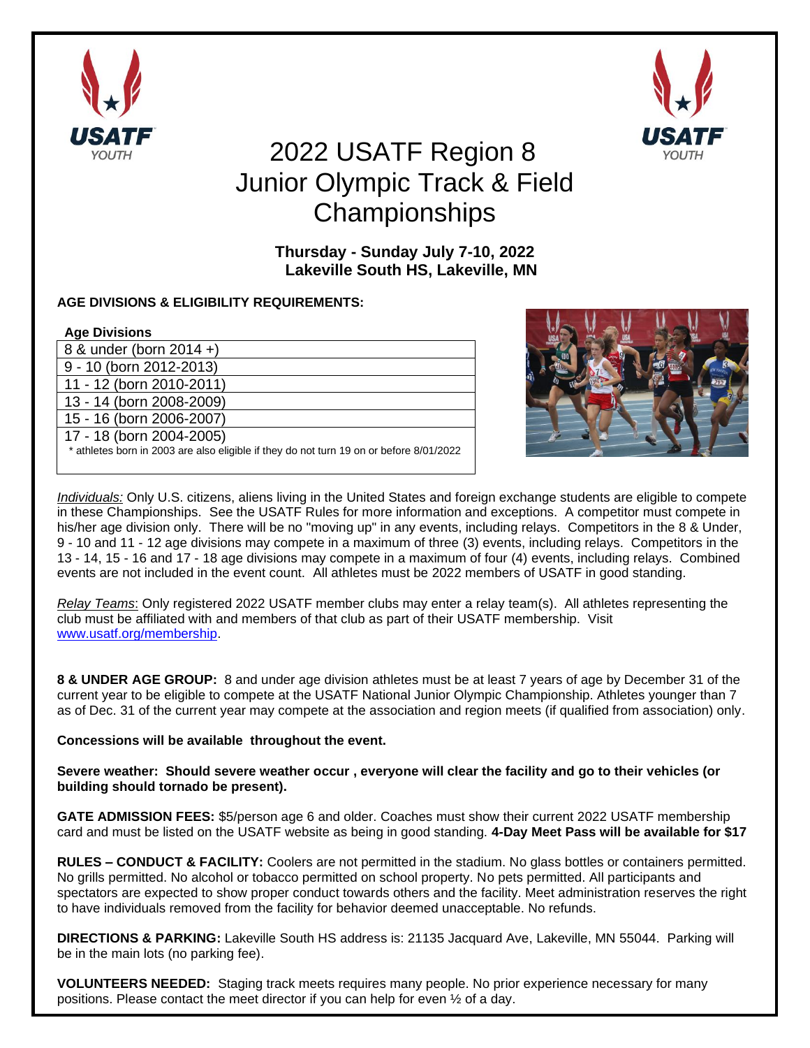# 2022 USATF Region 8 Junior Olympic Track & Field Championships

**Thursday - Sunday July 7-10, 2022**
**Lakeville South HS, Lakeville, MN**

**AGE DIVISIONS & ELIGIBILITY REQUIREMENTS:**

| Age Divisions |
|---|
| 8 & under (born 2014 +) |
| 9 - 10 (born 2012-2013) |
| 11 - 12 (born 2010-2011) |
| 13 - 14 (born 2008-2009) |
| 15 - 16 (born 2006-2007) |
| 17 - 18 (born 2004-2005) * athletes born in 2003 are also eligible if they do not turn 19 on or before 8/01/2022 |

*Individuals:* Only U.S. citizens, aliens living in the United States and foreign exchange students are eligible to compete in these Championships. See the USATF Rules for more information and exceptions. A competitor must compete in his/her age division only. There will be no "moving up" in any events, including relays. Competitors in the 8 & Under, 9 - 10 and 11 - 12 age divisions may compete in a maximum of three (3) events, including relays. Competitors in the 13 - 14, 15 - 16 and 17 - 18 age divisions may compete in a maximum of four (4) events, including relays. Combined events are not included in the event count. All athletes must be 2022 members of USATF in good standing.

*Relay Teams*: Only registered 2022 USATF member clubs may enter a relay team(s). All athletes representing the club must be affiliated with and members of that club as part of their USATF membership. Visit www.usatf.org/membership.

**8 & UNDER AGE GROUP:** 8 and under age division athletes must be at least 7 years of age by December 31 of the current year to be eligible to compete at the USATF National Junior Olympic Championship. Athletes younger than 7 as of Dec. 31 of the current year may compete at the association and region meets (if qualified from association) only.

**Concessions will be available throughout the event.**

**Severe weather: Should severe weather occur , everyone will clear the facility and go to their vehicles (or building should tornado be present).**

**GATE ADMISSION FEES:** $5/person age 6 and older. Coaches must show their current 2022 USATF membership card and must be listed on the USATF website as being in good standing. **4-Day Meet Pass will be available for $17**

**RULES – CONDUCT & FACILITY:** Coolers are not permitted in the stadium. No glass bottles or containers permitted. No grills permitted. No alcohol or tobacco permitted on school property. No pets permitted. All participants and spectators are expected to show proper conduct towards others and the facility. Meet administration reserves the right to have individuals removed from the facility for behavior deemed unacceptable. No refunds.

**DIRECTIONS & PARKING:** Lakeville South HS address is: 21135 Jacquard Ave, Lakeville, MN 55044. Parking will be in the main lots (no parking fee).

**VOLUNTEERS NEEDED:** Staging track meets requires many people. No prior experience necessary for many positions. Please contact the meet director if you can help for even ½ of a day.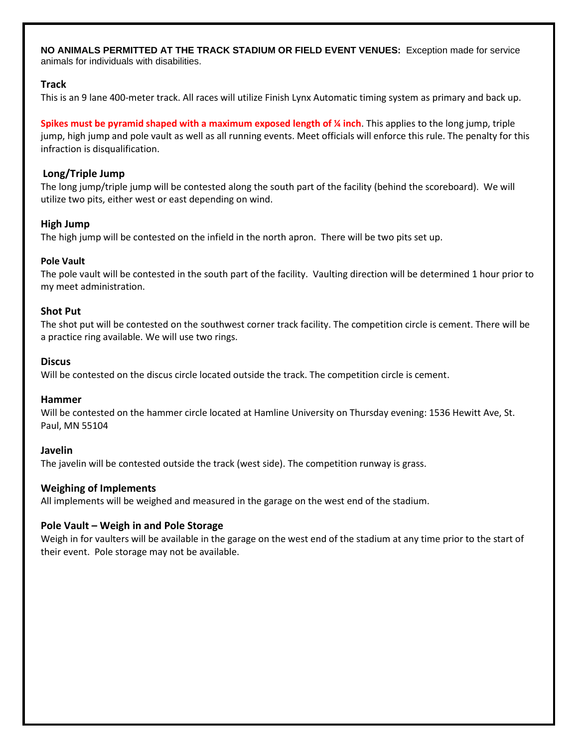**NO ANIMALS PERMITTED AT THE TRACK STADIUM OR FIELD EVENT VENUES:** Exception made for service animals for individuals with disabilities.

### Track

This is an 9 lane 400-meter track. All races will utilize Finish Lynx Automatic timing system as primary and back up.

**Spikes must be pyramid shaped with a maximum exposed length of ¼ inch**. This applies to the long jump, triple jump, high jump and pole vault as well as all running events. Meet officials will enforce this rule. The penalty for this infraction is disqualification.

### Long/Triple Jump

The long jump/triple jump will be contested along the south part of the facility (behind the scoreboard). We will utilize two pits, either west or east depending on wind.

### High Jump

The high jump will be contested on the infield in the north apron. There will be two pits set up.

### Pole Vault

The pole vault will be contested in the south part of the facility. Vaulting direction will be determined 1 hour prior to my meet administration.

### Shot Put

The shot put will be contested on the southwest corner track facility. The competition circle is cement. There will be a practice ring available. We will use two rings.

### Discus

Will be contested on the discus circle located outside the track. The competition circle is cement.

### Hammer

Will be contested on the hammer circle located at Hamline University on Thursday evening: 1536 Hewitt Ave, St. Paul, MN 55104

### Javelin

The javelin will be contested outside the track (west side). The competition runway is grass.

### Weighing of Implements

All implements will be weighed and measured in the garage on the west end of the stadium.

### Pole Vault – Weigh in and Pole Storage

Weigh in for vaulters will be available in the garage on the west end of the stadium at any time prior to the start of their event. Pole storage may not be available.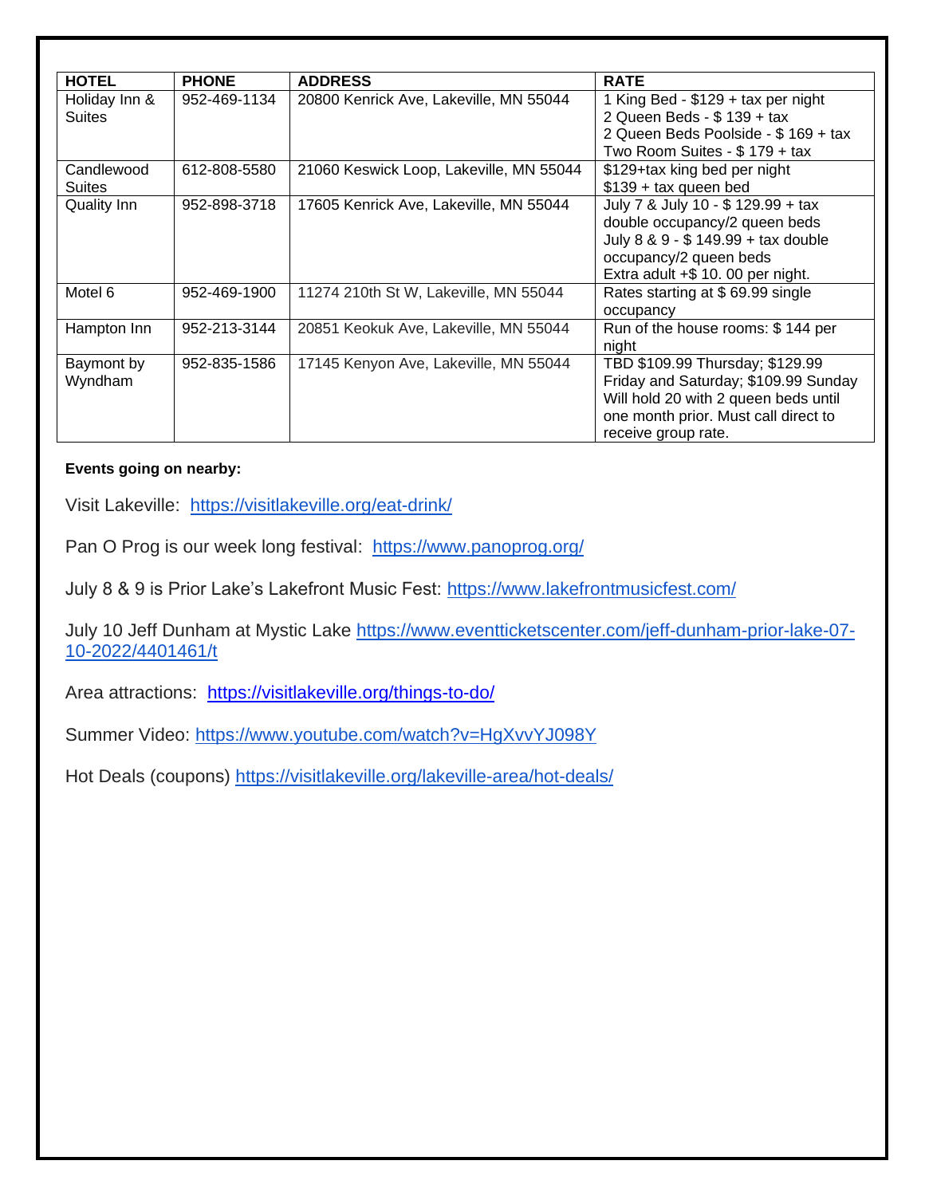| HOTEL | PHONE | ADDRESS | RATE |
|---|---|---|---|
| Holiday Inn & Suites | 952-469-1134 | 20800 Kenrick Ave, Lakeville, MN 55044 | 1 King Bed - $129 + tax per night<br>2 Queen Beds - $ 139 + tax<br>2 Queen Beds Poolside - $ 169 + tax<br>Two Room Suites - $ 179 + tax |
| Candlewood Suites | 612-808-5580 | 21060 Keswick Loop, Lakeville, MN 55044 | $129+tax king bed per night<br>$139 + tax queen bed |
| Quality Inn | 952-898-3718 | 17605 Kenrick Ave, Lakeville, MN 55044 | July 7 & July 10 - $ 129.99 + tax double occupancy/2 queen beds<br>July 8 & 9 - $ 149.99 + tax double occupancy/2 queen beds<br>Extra adult +$ 10. 00 per night. |
| Motel 6 | 952-469-1900 | 11274 210th St W, Lakeville, MN 55044 | Rates starting at $ 69.99 single occupancy |
| Hampton Inn | 952-213-3144 | 20851 Keokuk Ave, Lakeville, MN 55044 | Run of the house rooms: $ 144 per night |
| Baymont by Wyndham | 952-835-1586 | 17145 Kenyon Ave, Lakeville, MN 55044 | TBD $109.99 Thursday; $129.99 Friday and Saturday; $109.99 Sunday Will hold 20 with 2 queen beds until one month prior. Must call direct to receive group rate. |

**Events going on nearby:**

Visit Lakeville: https://visitlakeville.org/eat-drink/

Pan O Prog is our week long festival: https://www.panoprog.org/

July 8 & 9 is Prior Lake's Lakefront Music Fest: https://www.lakefrontmusicfest.com/

July 10 Jeff Dunham at Mystic Lake https://www.eventticketscenter.com/jeff-dunham-prior-lake-07-10-2022/4401461/t

Area attractions: https://visitlakeville.org/things-to-do/

Summer Video: https://www.youtube.com/watch?v=HgXvvYJ098Y

Hot Deals (coupons) https://visitlakeville.org/lakeville-area/hot-deals/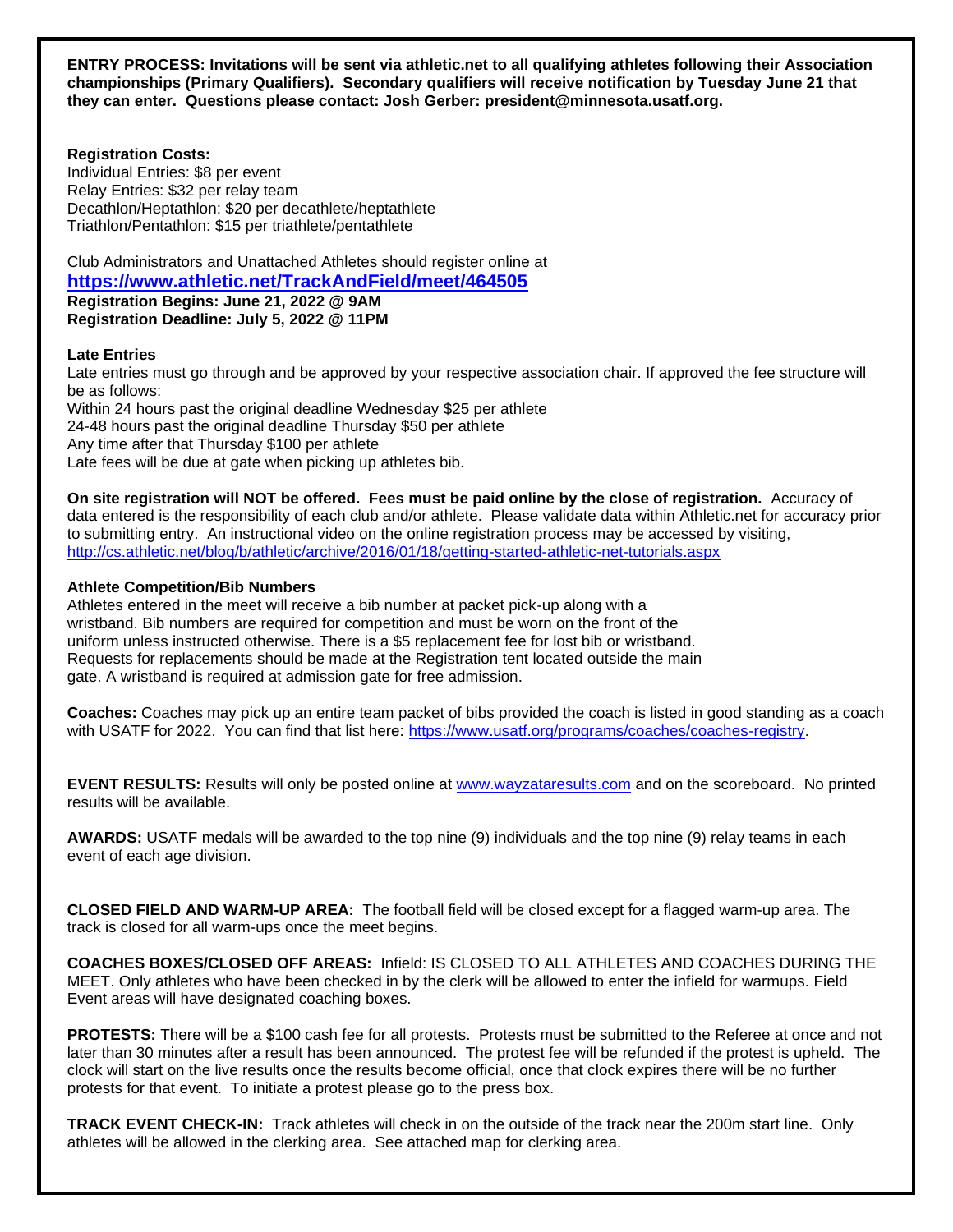**ENTRY PROCESS: Invitations will be sent via athletic.net to all qualifying athletes following their Association championships (Primary Qualifiers). Secondary qualifiers will receive notification by Tuesday June 21 that they can enter. Questions please contact: Josh Gerber: president@minnesota.usatf.org.**

**Registration Costs:**
Individual Entries: $8 per event
Relay Entries: $32 per relay team
Decathlon/Heptathlon: $20 per decathlete/heptathlete
Triathlon/Pentathlon: $15 per triathlete/pentathlete

Club Administrators and Unattached Athletes should register online at
**https://www.athletic.net/TrackAndField/meet/464505**
**Registration Begins: June 21, 2022 @ 9AM**
**Registration Deadline: July 5, 2022 @ 11PM**

**Late Entries**
Late entries must go through and be approved by your respective association chair. If approved the fee structure will be as follows:
Within 24 hours past the original deadline Wednesday $25 per athlete
24-48 hours past the original deadline Thursday $50 per athlete
Any time after that Thursday $100 per athlete
Late fees will be due at gate when picking up athletes bib.

**On site registration will NOT be offered. Fees must be paid online by the close of registration.** Accuracy of data entered is the responsibility of each club and/or athlete. Please validate data within Athletic.net for accuracy prior to submitting entry. An instructional video on the online registration process may be accessed by visiting, http://cs.athletic.net/blog/b/athletic/archive/2016/01/18/getting-started-athletic-net-tutorials.aspx

**Athlete Competition/Bib Numbers**
Athletes entered in the meet will receive a bib number at packet pick-up along with a wristband. Bib numbers are required for competition and must be worn on the front of the uniform unless instructed otherwise. There is a $5 replacement fee for lost bib or wristband. Requests for replacements should be made at the Registration tent located outside the main gate. A wristband is required at admission gate for free admission.

**Coaches:** Coaches may pick up an entire team packet of bibs provided the coach is listed in good standing as a coach with USATF for 2022. You can find that list here: https://www.usatf.org/programs/coaches/coaches-registry.

**EVENT RESULTS:** Results will only be posted online at www.wayzataresults.com and on the scoreboard. No printed results will be available.

**AWARDS:** USATF medals will be awarded to the top nine (9) individuals and the top nine (9) relay teams in each event of each age division.

**CLOSED FIELD AND WARM-UP AREA:** The football field will be closed except for a flagged warm-up area. The track is closed for all warm-ups once the meet begins.

**COACHES BOXES/CLOSED OFF AREAS:** Infield: IS CLOSED TO ALL ATHLETES AND COACHES DURING THE MEET. Only athletes who have been checked in by the clerk will be allowed to enter the infield for warmups. Field Event areas will have designated coaching boxes.

**PROTESTS:** There will be a $100 cash fee for all protests. Protests must be submitted to the Referee at once and not later than 30 minutes after a result has been announced. The protest fee will be refunded if the protest is upheld. The clock will start on the live results once the results become official, once that clock expires there will be no further protests for that event. To initiate a protest please go to the press box.

**TRACK EVENT CHECK-IN:** Track athletes will check in on the outside of the track near the 200m start line. Only athletes will be allowed in the clerking area. See attached map for clerking area.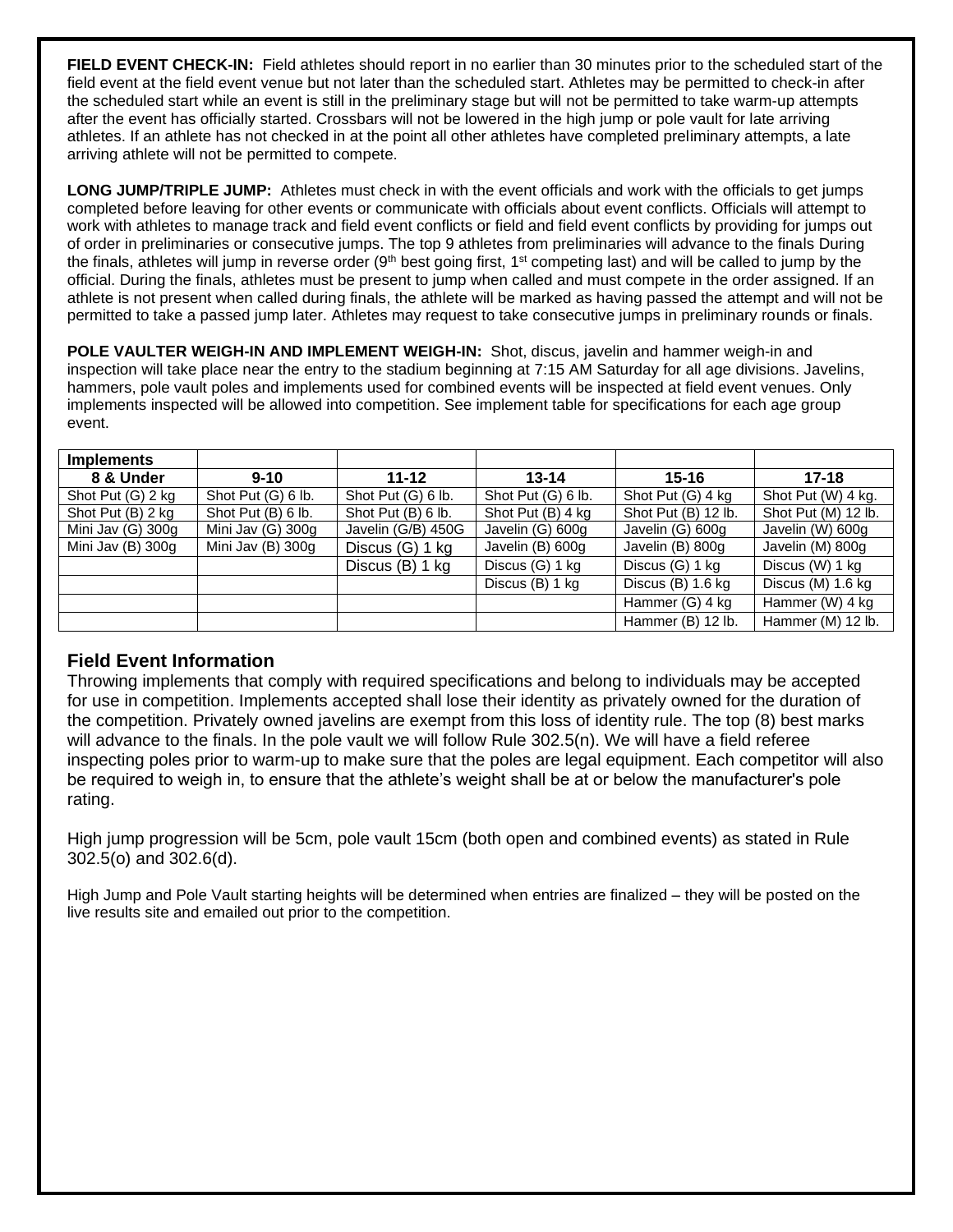**FIELD EVENT CHECK-IN:** Field athletes should report in no earlier than 30 minutes prior to the scheduled start of the field event at the field event venue but not later than the scheduled start. Athletes may be permitted to check-in after the scheduled start while an event is still in the preliminary stage but will not be permitted to take warm-up attempts after the event has officially started. Crossbars will not be lowered in the high jump or pole vault for late arriving athletes. If an athlete has not checked in at the point all other athletes have completed preliminary attempts, a late arriving athlete will not be permitted to compete.

**LONG JUMP/TRIPLE JUMP:** Athletes must check in with the event officials and work with the officials to get jumps completed before leaving for other events or communicate with officials about event conflicts. Officials will attempt to work with athletes to manage track and field event conflicts or field and field event conflicts by providing for jumps out of order in preliminaries or consecutive jumps. The top 9 athletes from preliminaries will advance to the finals During the finals, athletes will jump in reverse order (9th best going first, 1st competing last) and will be called to jump by the official. During the finals, athletes must be present to jump when called and must compete in the order assigned. If an athlete is not present when called during finals, the athlete will be marked as having passed the attempt and will not be permitted to take a passed jump later. Athletes may request to take consecutive jumps in preliminary rounds or finals.

**POLE VAULTER WEIGH-IN AND IMPLEMENT WEIGH-IN:** Shot, discus, javelin and hammer weigh-in and inspection will take place near the entry to the stadium beginning at 7:15 AM Saturday for all age divisions. Javelins, hammers, pole vault poles and implements used for combined events will be inspected at field event venues. Only implements inspected will be allowed into competition. See implement table for specifications for each age group event.

| **Implements** | | | | | |
|---|---|---|---|---|---|
| **8 & Under** | **9-10** | **11-12** | **13-14** | **15-16** | **17-18** |
| Shot Put (G) 2 kg | Shot Put (G) 6 lb. | Shot Put (G) 6 lb. | Shot Put (G) 6 lb. | Shot Put (G) 4 kg | Shot Put (W) 4 kg. |
| Shot Put (B) 2 kg | Shot Put (B) 6 lb. | Shot Put (B) 6 lb. | Shot Put (B) 4 kg | Shot Put (B) 12 lb. | Shot Put (M) 12 lb. |
| Mini Jav (G) 300g | Mini Jav (G) 300g | Javelin (G/B) 450G | Javelin (G) 600g | Javelin (G) 600g | Javelin (W) 600g |
| Mini Jav (B) 300g | Mini Jav (B) 300g | Discus (G) 1 kg | Javelin (B) 600g | Javelin (B) 800g | Javelin (M) 800g |
| | | Discus (B) 1 kg | Discus (G) 1 kg | Discus (G) 1 kg | Discus (W) 1 kg |
| | | | Discus (B) 1 kg | Discus (B) 1.6 kg | Discus (M) 1.6 kg |
| | | | | Hammer (G) 4 kg | Hammer (W) 4 kg |
| | | | | Hammer (B) 12 lb. | Hammer (M) 12 lb. |

## Field Event Information

Throwing implements that comply with required specifications and belong to individuals may be accepted for use in competition. Implements accepted shall lose their identity as privately owned for the duration of the competition. Privately owned javelins are exempt from this loss of identity rule. The top (8) best marks will advance to the finals. In the pole vault we will follow Rule 302.5(n). We will have a field referee inspecting poles prior to warm-up to make sure that the poles are legal equipment. Each competitor will also be required to weigh in, to ensure that the athlete's weight shall be at or below the manufacturer's pole rating.

High jump progression will be 5cm, pole vault 15cm (both open and combined events) as stated in Rule 302.5(o) and 302.6(d).

High Jump and Pole Vault starting heights will be determined when entries are finalized – they will be posted on the live results site and emailed out prior to the competition.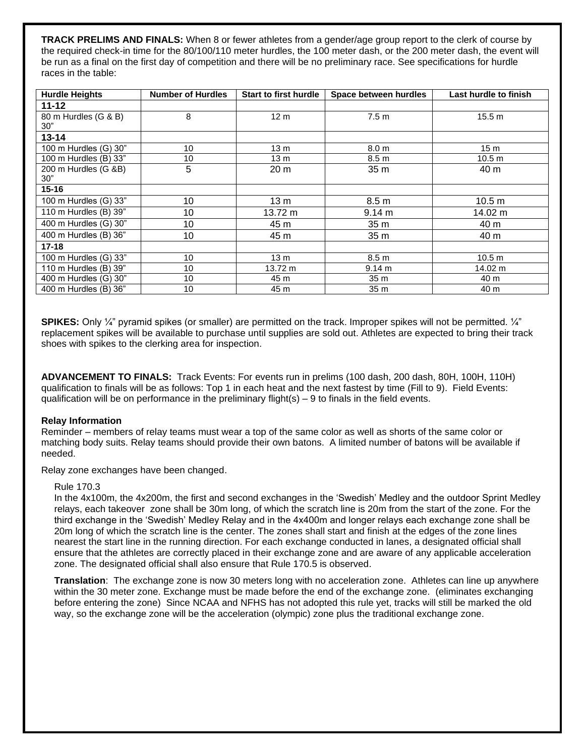**TRACK PRELIMS AND FINALS:** When 8 or fewer athletes from a gender/age group report to the clerk of course by the required check-in time for the 80/100/110 meter hurdles, the 100 meter dash, or the 200 meter dash, the event will be run as a final on the first day of competition and there will be no preliminary race. See specifications for hurdle races in the table:

| Hurdle Heights | Number of Hurdles | Start to first hurdle | Space between hurdles | Last hurdle to finish |
|---|---|---|---|---|
| **11-12** | | | | |
| 80 m Hurdles (G & B) 30" | 8 | 12 m | 7.5 m | 15.5 m |
| **13-14** | | | | |
| 100 m Hurdles (G) 30" | 10 | 13 m | 8.0 m | 15 m |
| 100 m Hurdles (B) 33" | 10 | 13 m | 8.5 m | 10.5 m |
| 200 m Hurdles (G &B) 30" | 5 | 20 m | 35 m | 40 m |
| **15-16** | | | | |
| 100 m Hurdles (G) 33" | 10 | 13 m | 8.5 m | 10.5 m |
| 110 m Hurdles (B) 39" | 10 | 13.72 m | 9.14 m | 14.02 m |
| 400 m Hurdles (G) 30" | 10 | 45 m | 35 m | 40 m |
| 400 m Hurdles (B) 36" | 10 | 45 m | 35 m | 40 m |
| **17-18** | | | | |
| 100 m Hurdles (G) 33" | 10 | 13 m | 8.5 m | 10.5 m |
| 110 m Hurdles (B) 39" | 10 | 13.72 m | 9.14 m | 14.02 m |
| 400 m Hurdles (G) 30" | 10 | 45 m | 35 m | 40 m |
| 400 m Hurdles (B) 36" | 10 | 45 m | 35 m | 40 m |

**SPIKES:** Only ¼" pyramid spikes (or smaller) are permitted on the track. Improper spikes will not be permitted. ¼" replacement spikes will be available to purchase until supplies are sold out. Athletes are expected to bring their track shoes with spikes to the clerking area for inspection.

**ADVANCEMENT TO FINALS:** Track Events: For events run in prelims (100 dash, 200 dash, 80H, 100H, 110H) qualification to finals will be as follows: Top 1 in each heat and the next fastest by time (Fill to 9). Field Events: qualification will be on performance in the preliminary flight(s) – 9 to finals in the field events.

**Relay Information**

Reminder – members of relay teams must wear a top of the same color as well as shorts of the same color or matching body suits. Relay teams should provide their own batons. A limited number of batons will be available if needed.

Relay zone exchanges have been changed.

Rule 170.3

In the 4x100m, the 4x200m, the first and second exchanges in the 'Swedish' Medley and the outdoor Sprint Medley relays, each takeover zone shall be 30m long, of which the scratch line is 20m from the start of the zone. For the third exchange in the 'Swedish' Medley Relay and in the 4x400m and longer relays each exchange zone shall be 20m long of which the scratch line is the center. The zones shall start and finish at the edges of the zone lines nearest the start line in the running direction. For each exchange conducted in lanes, a designated official shall ensure that the athletes are correctly placed in their exchange zone and are aware of any applicable acceleration zone. The designated official shall also ensure that Rule 170.5 is observed.

**Translation**: The exchange zone is now 30 meters long with no acceleration zone. Athletes can line up anywhere within the 30 meter zone. Exchange must be made before the end of the exchange zone. (eliminates exchanging before entering the zone) Since NCAA and NFHS has not adopted this rule yet, tracks will still be marked the old way, so the exchange zone will be the acceleration (olympic) zone plus the traditional exchange zone.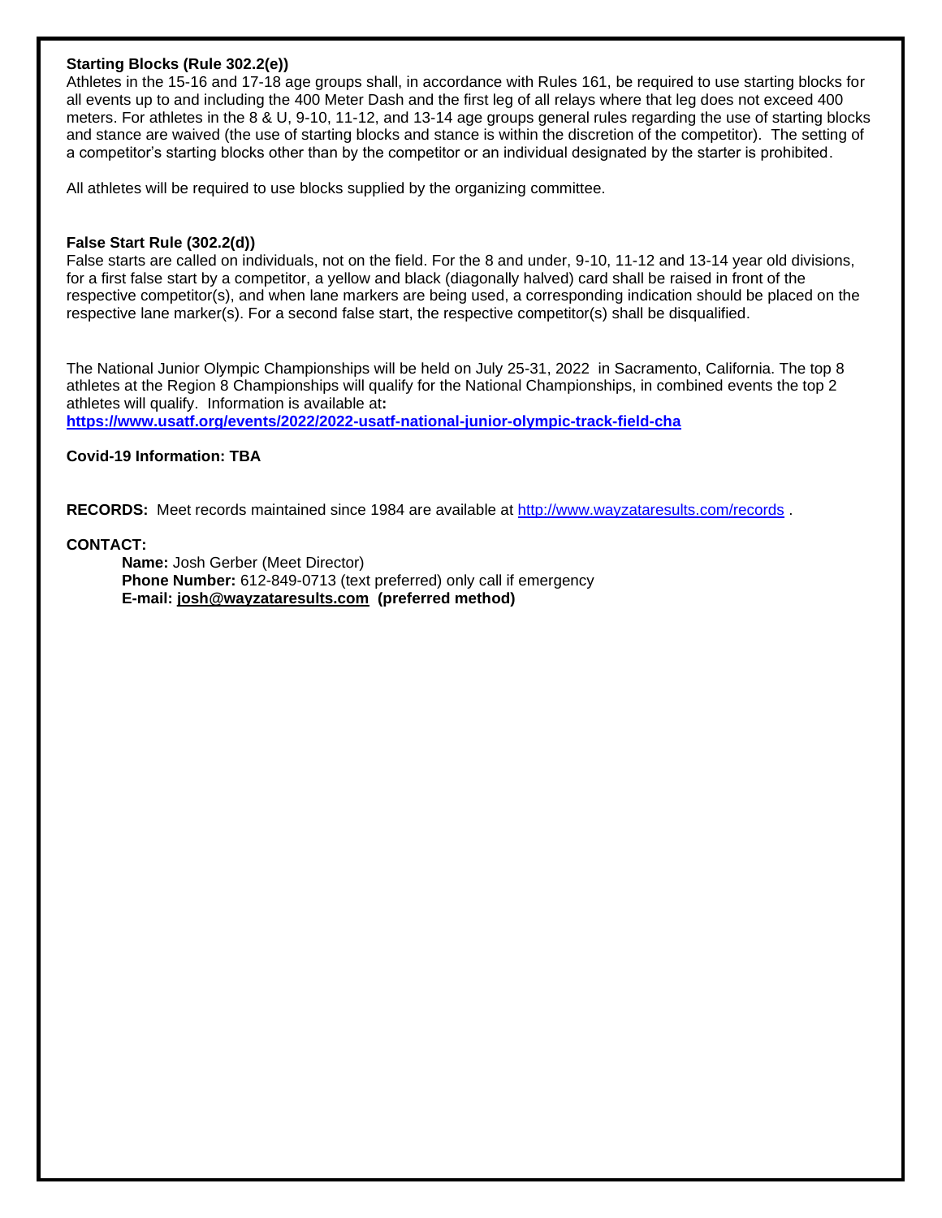**Starting Blocks (Rule 302.2(e))**

Athletes in the 15-16 and 17-18 age groups shall, in accordance with Rules 161, be required to use starting blocks for all events up to and including the 400 Meter Dash and the first leg of all relays where that leg does not exceed 400 meters. For athletes in the 8 & U, 9-10, 11-12, and 13-14 age groups general rules regarding the use of starting blocks and stance are waived (the use of starting blocks and stance is within the discretion of the competitor). The setting of a competitor's starting blocks other than by the competitor or an individual designated by the starter is prohibited.

All athletes will be required to use blocks supplied by the organizing committee.

**False Start Rule (302.2(d))**

False starts are called on individuals, not on the field. For the 8 and under, 9-10, 11-12 and 13-14 year old divisions, for a first false start by a competitor, a yellow and black (diagonally halved) card shall be raised in front of the respective competitor(s), and when lane markers are being used, a corresponding indication should be placed on the respective lane marker(s). For a second false start, the respective competitor(s) shall be disqualified.

The National Junior Olympic Championships will be held on July 25-31, 2022 in Sacramento, California. The top 8 athletes at the Region 8 Championships will qualify for the National Championships, in combined events the top 2 athletes will qualify. Information is available at**:**
**https://www.usatf.org/events/2022/2022-usatf-national-junior-olympic-track-field-cha**

**Covid-19 Information: TBA**

**RECORDS:** Meet records maintained since 1984 are available at http://www.wayzataresults.com/records .

**CONTACT:**

**Name:** Josh Gerber (Meet Director)
**Phone Number:** 612-849-0713 (text preferred) only call if emergency
**E-mail: josh@wayzataresults.com (preferred method)**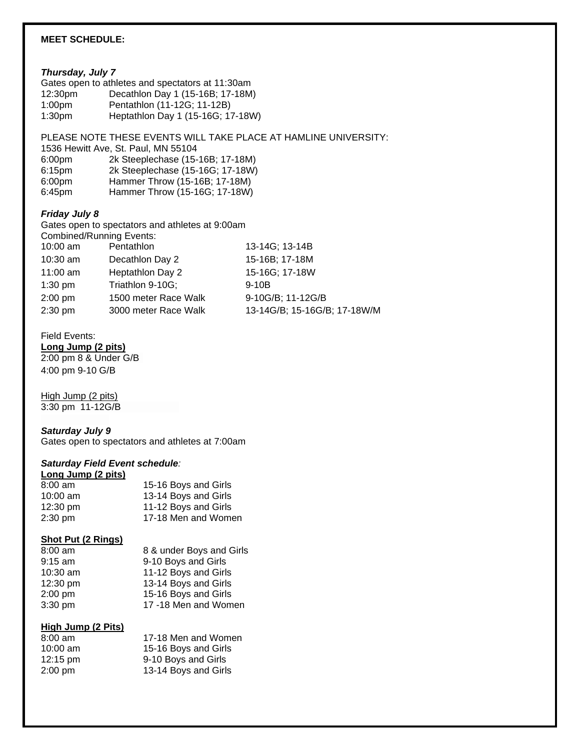**MEET SCHEDULE:**

***Thursday, July 7***

Gates open to athletes and spectators at 11:30am

| | |
|---|---|
| 12:30pm | Decathlon Day 1 (15-16B; 17-18M) |
| 1:00pm | Pentathlon (11-12G; 11-12B) |
| 1:30pm | Heptathlon Day 1 (15-16G; 17-18W) |

PLEASE NOTE THESE EVENTS WILL TAKE PLACE AT HAMLINE UNIVERSITY:
1536 Hewitt Ave, St. Paul, MN 55104

| | |
|---|---|
| 6:00pm | 2k Steeplechase (15-16B; 17-18M) |
| 6:15pm | 2k Steeplechase (15-16G; 17-18W) |
| 6:00pm | Hammer Throw (15-16B; 17-18M) |
| 6:45pm | Hammer Throw (15-16G; 17-18W) |

***Friday July 8***

Gates open to spectators and athletes at 9:00am

Combined/Running Events:

| | | |
|---|---|---|
| 10:00 am | Pentathlon | 13-14G; 13-14B |
| 10:30 am | Decathlon Day 2 | 15-16B; 17-18M |
| 11:00 am | Heptathlon Day 2 | 15-16G; 17-18W |
| 1:30 pm | Triathlon 9-10G; | 9-10B |
| 2:00 pm | 1500 meter Race Walk | 9-10G/B; 11-12G/B |
| 2:30 pm | 3000 meter Race Walk | 13-14G/B; 15-16G/B; 17-18W/M |

Field Events:

**Long Jump (2 pits)**

2:00 pm 8 & Under G/B
4:00 pm 9-10 G/B

High Jump (2 pits)

3:30 pm 11-12G/B

***Saturday July 9***

Gates open to spectators and athletes at 7:00am

***Saturday Field Event schedule:***

**Long Jump (2 pits)**

| | |
|---|---|
| 8:00 am | 15-16 Boys and Girls |
| 10:00 am | 13-14 Boys and Girls |
| 12:30 pm | 11-12 Boys and Girls |
| 2:30 pm | 17-18 Men and Women |

**Shot Put (2 Rings)**

| | |
|---|---|
| 8:00 am | 8 & under Boys and Girls |
| 9:15 am | 9-10 Boys and Girls |
| 10:30 am | 11-12 Boys and Girls |
| 12:30 pm | 13-14 Boys and Girls |
| 2:00 pm | 15-16 Boys and Girls |
| 3:30 pm | 17 -18 Men and Women |

**High Jump (2 Pits)**

| | |
|---|---|
| 8:00 am | 17-18 Men and Women |
| 10:00 am | 15-16 Boys and Girls |
| 12:15 pm | 9-10 Boys and Girls |
| 2:00 pm | 13-14 Boys and Girls |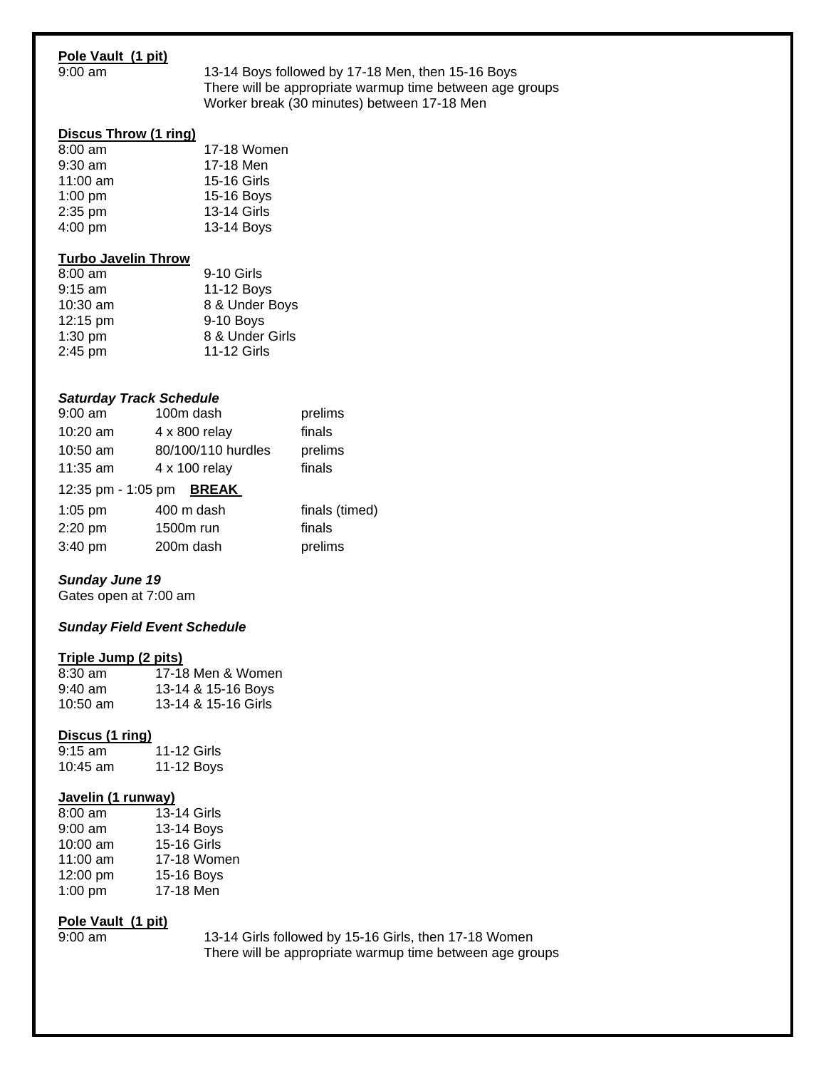**Pole Vault (1 pit)**

9:00 am — 13-14 Boys followed by 17-18 Men, then 15-16 Boys
There will be appropriate warmup time between age groups
Worker break (30 minutes) between 17-18 Men

**Discus Throw (1 ring)**

| | |
|---|---|
| 8:00 am | 17-18 Women |
| 9:30 am | 17-18 Men |
| 11:00 am | 15-16 Girls |
| 1:00 pm | 15-16 Boys |
| 2:35 pm | 13-14 Girls |
| 4:00 pm | 13-14 Boys |

**Turbo Javelin Throw**

| | |
|---|---|
| 8:00 am | 9-10 Girls |
| 9:15 am | 11-12 Boys |
| 10:30 am | 8 & Under Boys |
| 12:15 pm | 9-10 Boys |
| 1:30 pm | 8 & Under Girls |
| 2:45 pm | 11-12 Girls |

***Saturday Track Schedule***

| | | |
|---|---|---|
| 9:00 am | 100m dash | prelims |
| 10:20 am | 4 x 800 relay | finals |
| 10:50 am | 80/100/110 hurdles | prelims |
| 11:35 am | 4 x 100 relay | finals |
| 12:35 pm - 1:05 pm | **BREAK** | |
| 1:05 pm | 400 m dash | finals (timed) |
| 2:20 pm | 1500m run | finals |
| 3:40 pm | 200m dash | prelims |

***Sunday June 19***

Gates open at 7:00 am

***Sunday Field Event Schedule***

**Triple Jump (2 pits)**

| | |
|---|---|
| 8:30 am | 17-18 Men & Women |
| 9:40 am | 13-14 & 15-16 Boys |
| 10:50 am | 13-14 & 15-16 Girls |

**Discus (1 ring)**

| | |
|---|---|
| 9:15 am | 11-12 Girls |
| 10:45 am | 11-12 Boys |

**Javelin (1 runway)**

| | |
|---|---|
| 8:00 am | 13-14 Girls |
| 9:00 am | 13-14 Boys |
| 10:00 am | 15-16 Girls |
| 11:00 am | 17-18 Women |
| 12:00 pm | 15-16 Boys |
| 1:00 pm | 17-18 Men |

**Pole Vault (1 pit)**

9:00 am — 13-14 Girls followed by 15-16 Girls, then 17-18 Women
There will be appropriate warmup time between age groups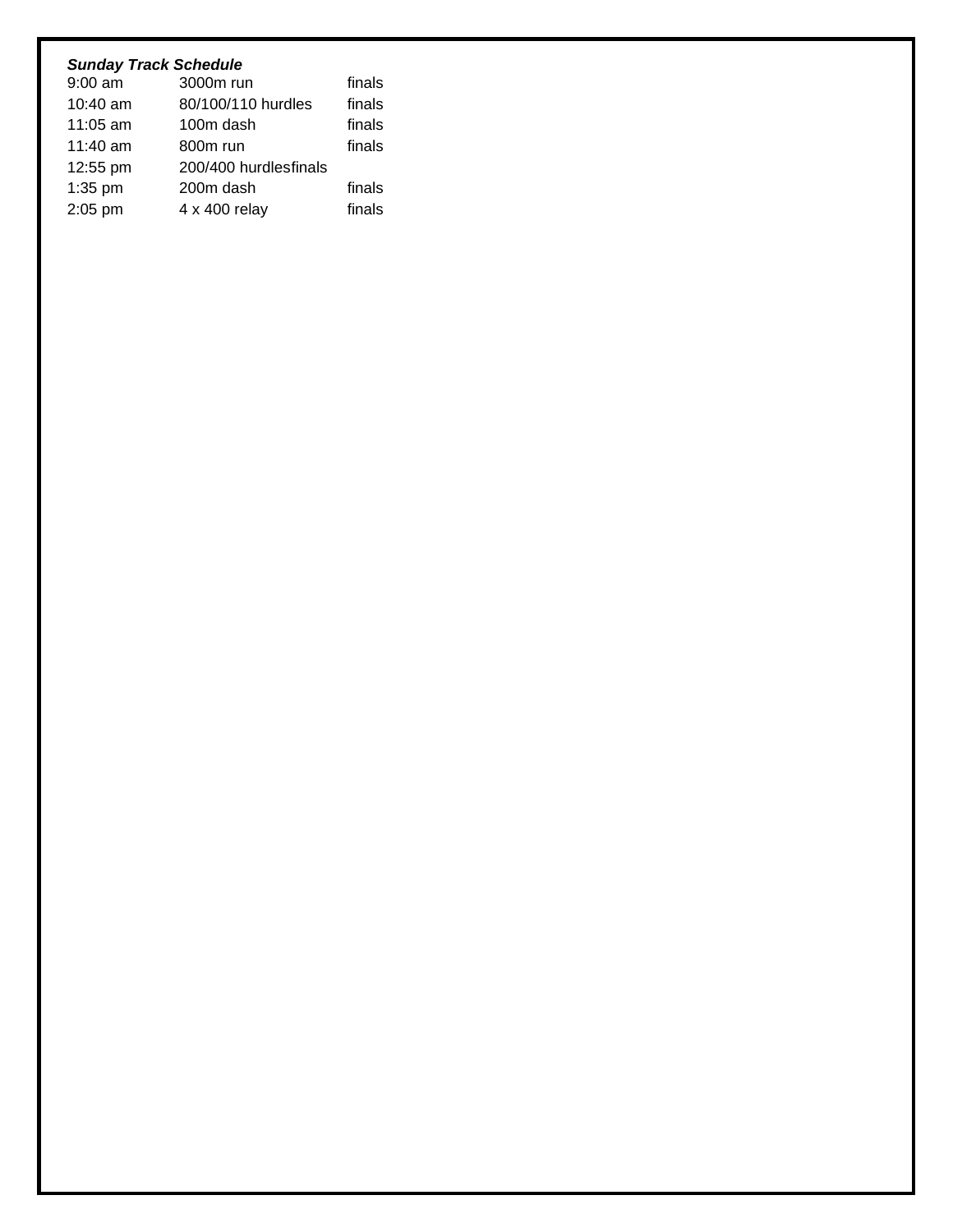***Sunday Track Schedule***

| | | |
|---|---|---|
| 9:00 am | 3000m run | finals |
| 10:40 am | 80/100/110 hurdles | finals |
| 11:05 am | 100m dash | finals |
| 11:40 am | 800m run | finals |
| 12:55 pm | 200/400 hurdles | finals |
| 1:35 pm | 200m dash | finals |
| 2:05 pm | 4 x 400 relay | finals |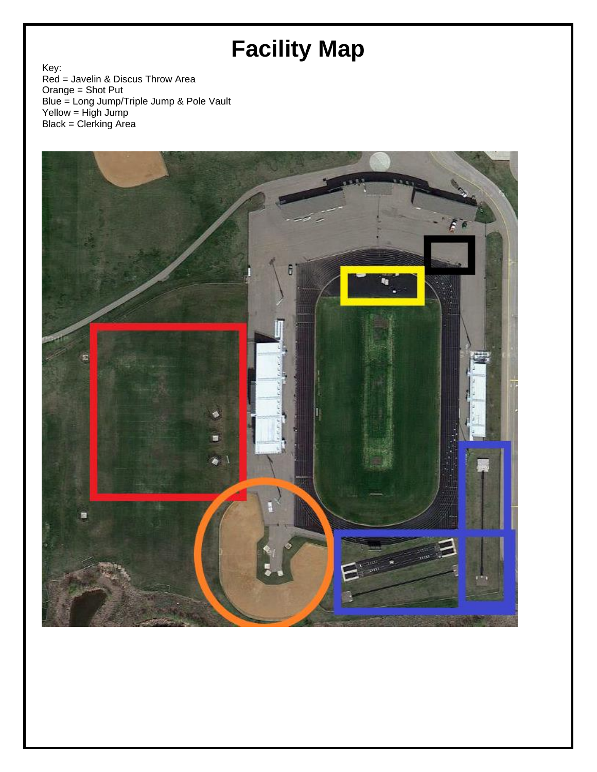# Facility Map

Key:
Red = Javelin & Discus Throw Area
Orange = Shot Put
Blue = Long Jump/Triple Jump & Pole Vault
Yellow = High Jump
Black = Clerking Area